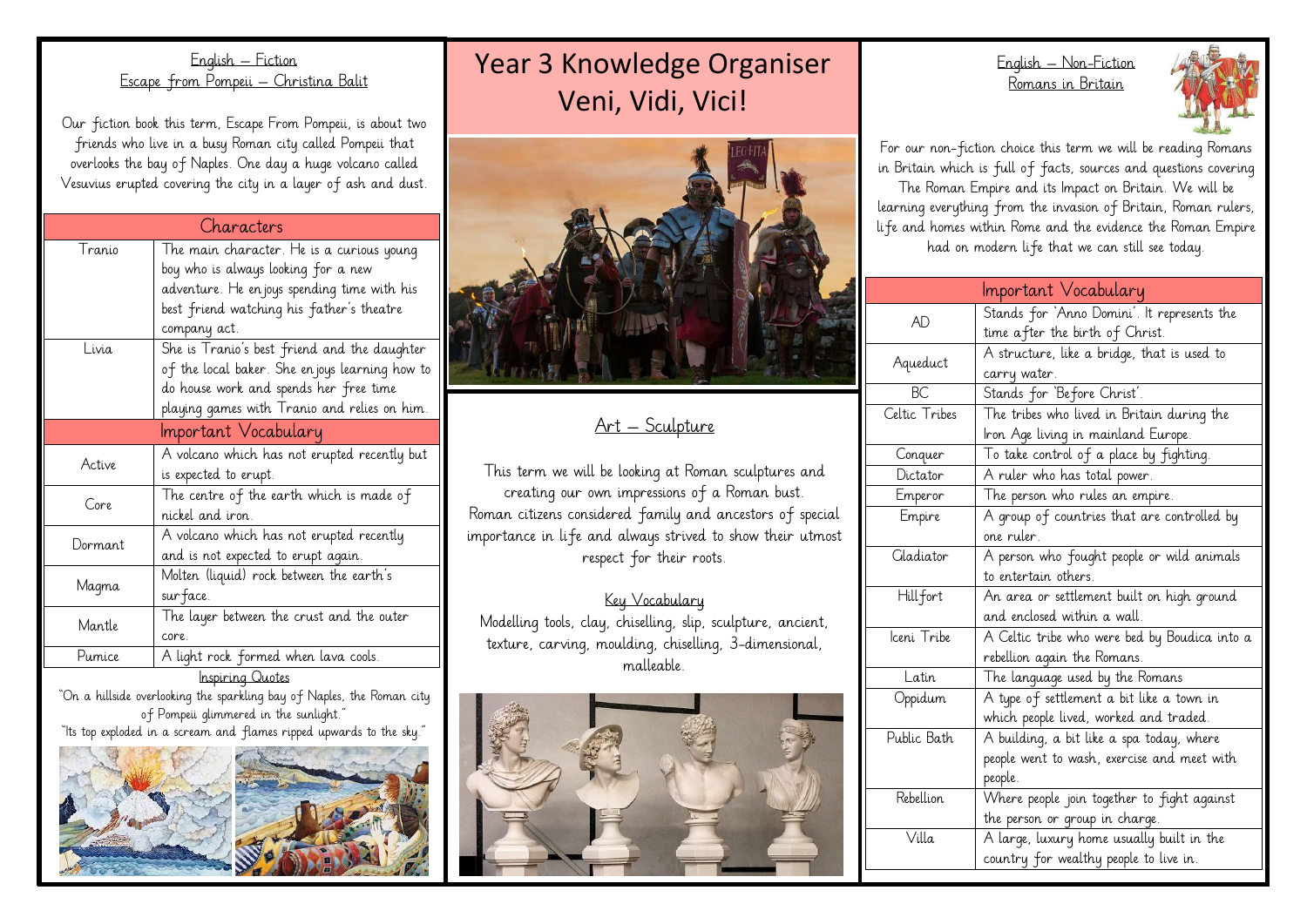# Year 3 Knowledge Organiser
# Veni, Vidi, Vici!

## English – Fiction
### Escape from Pompeii – Christina Balit

Our fiction book this term, Escape From Pompeii, is about two friends who live in a busy Roman city called Pompeii that overlooks the bay of Naples. One day a huge volcano called Vesuvius erupted covering the city in a layer of ash and dust.

| Characters | |
|---|---|
| Tranio | The main character. He is a curious young boy who is always looking for a new adventure. He enjoys spending time with his best friend watching his father's theatre company act. |
| Livia | She is Tranio's best friend and the daughter of the local baker. She enjoys learning how to do house work and spends her free time playing games with Tranio and relies on him. |

| Important Vocabulary | |
|---|---|
| Active | A volcano which has not erupted recently but is expected to erupt. |
| Core | The centre of the earth which is made of nickel and iron. |
| Dormant | A volcano which has not erupted recently and is not expected to erupt again. |
| Magma | Molten (liquid) rock between the earth's surface. |
| Mantle | The layer between the crust and the outer core. |
| Pumice | A light rock formed when lava cools. |

### Inspiring Quotes

"On a hillside overlooking the sparkling bay of Naples, the Roman city of Pompeii glimmered in the sunlight."

"Its top exploded in a scream and flames ripped upwards to the sky."

## Art – Sculpture

This term we will be looking at Roman sculptures and creating our own impressions of a Roman bust. Roman citizens considered family and ancestors of special importance in life and always strived to show their utmost respect for their roots.

### Key Vocabulary

Modelling tools, clay, chiselling, slip, sculpture, ancient, texture, carving, moulding, chiselling, 3-dimensional, malleable.

## English – Non-Fiction
### Romans in Britain

For our non-fiction choice this term we will be reading Romans in Britain which is full of facts, sources and questions covering The Roman Empire and its Impact on Britain. We will be learning everything from the invasion of Britain, Roman rulers, life and homes within Rome and the evidence the Roman Empire had on modern life that we can still see today.

| Important Vocabulary | |
|---|---|
| AD | Stands for 'Anno Domini'. It represents the time after the birth of Christ. |
| Aqueduct | A structure, like a bridge, that is used to carry water. |
| BC | Stands for 'Before Christ'. |
| Celtic Tribes | The tribes who lived in Britain during the Iron Age living in mainland Europe. |
| Conquer | To take control of a place by fighting. |
| Dictator | A ruler who has total power. |
| Emperor | The person who rules an empire. |
| Empire | A group of countries that are controlled by one ruler. |
| Gladiator | A person who fought people or wild animals to entertain others. |
| Hillfort | An area or settlement built on high ground and enclosed within a wall. |
| Iceni Tribe | A Celtic tribe who were bed by Boudica into a rebellion again the Romans. |
| Latin | The language used by the Romans |
| Oppidum | A type of settlement a bit like a town in which people lived, worked and traded. |
| Public Bath | A building, a bit like a spa today, where people went to wash, exercise and meet with people. |
| Rebellion | Where people join together to fight against the person or group in charge. |
| Villa | A large, luxury home usually built in the country for wealthy people to live in. |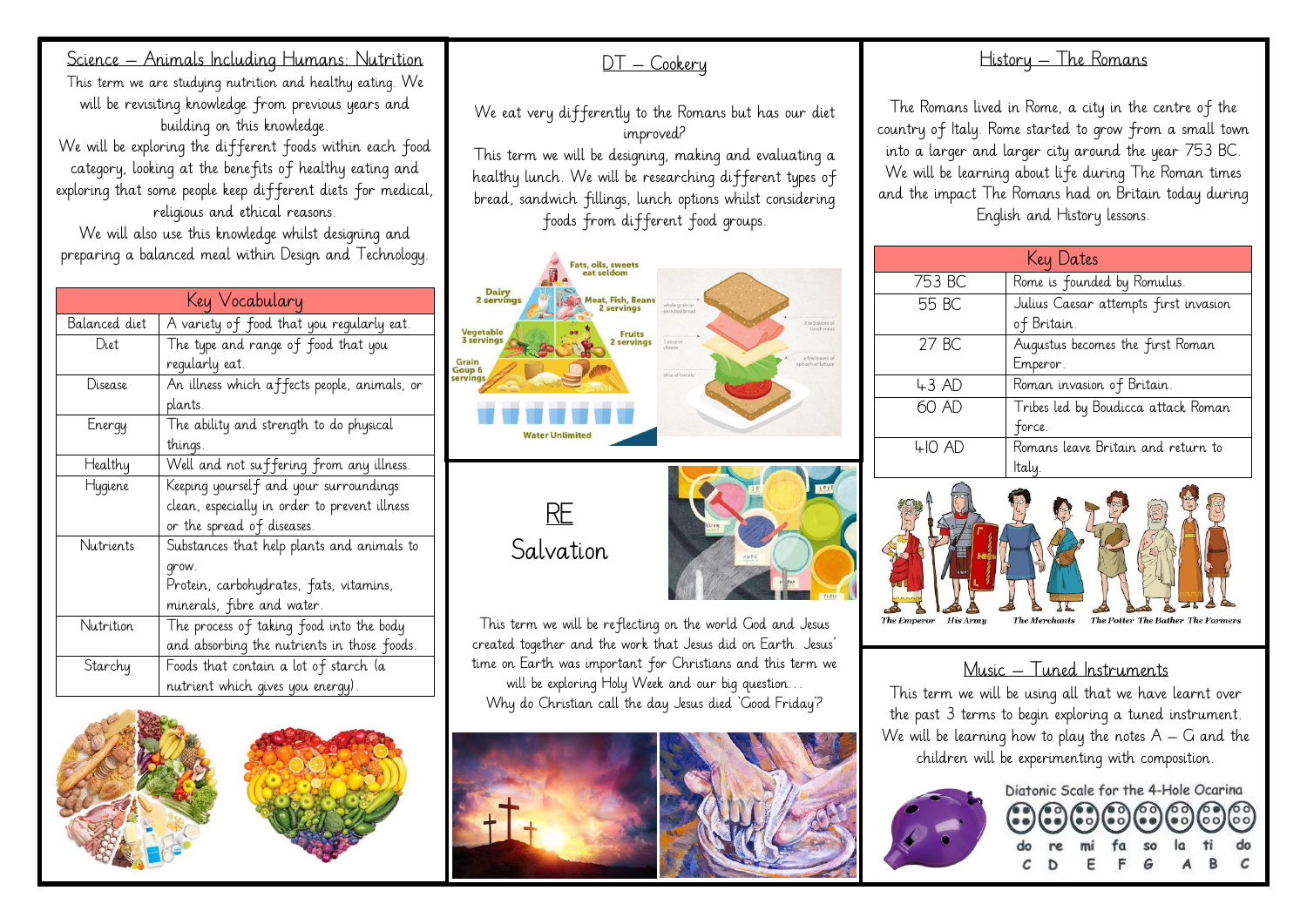## Science – Animals Including Humans: Nutrition

This term we are studying nutrition and healthy eating. We will be revisiting knowledge from previous years and building on this knowledge.

We will be exploring the different foods within each food category, looking at the benefits of healthy eating and exploring that some people keep different diets for medical, religious and ethical reasons.

We will also use this knowledge whilst designing and preparing a balanced meal within Design and Technology.

| Key Vocabulary | |
|---|---|
| Balanced diet | A variety of food that you regularly eat. |
| Diet | The type and range of food that you regularly eat. |
| Disease | An illness which affects people, animals, or plants. |
| Energy | The ability and strength to do physical things. |
| Healthy | Well and not suffering from any illness. |
| Hygiene | Keeping yourself and your surroundings clean, especially in order to prevent illness or the spread of diseases. |
| Nutrients | Substances that help plants and animals to grow. Protein, carbohydrates, fats, vitamins, minerals, fibre and water. |
| Nutrition | The process of taking food into the body and absorbing the nutrients in those foods. |
| Starchy | Foods that contain a lot of starch (a nutrient which gives you energy). |

## DT – Cookery

We eat very differently to the Romans but has our diet improved?

This term we will be designing, making and evaluating a healthy lunch. We will be researching different types of bread, sandwich fillings, lunch options whilst considering foods from different food groups.

Fats, oils, sweets eat seldom
Dairy 2 servings
Meat, Fish, Beans 2 servings
Vegetable 3 servings
Fruits 2 servings
Grain Goup 6 servings
Water Unlimited

## RE
## Salvation

This term we will be reflecting on the world God and Jesus created together and the work that Jesus did on Earth. Jesus' time on Earth was important for Christians and this term we will be exploring Holy Week and our big question…

Why do Christian call the day Jesus died 'Good Friday'?

## History – The Romans

The Romans lived in Rome, a city in the centre of the country of Italy. Rome started to grow from a small town into a larger and larger city around the year 753 BC. We will be learning about life during The Roman times and the impact The Romans had on Britain today during English and History lessons.

| Key Dates | |
|---|---|
| 753 BC | Rome is founded by Romulus. |
| 55 BC | Julius Caesar attempts first invasion of Britain. |
| 27 BC | Augustus becomes the first Roman Emperor. |
| 43 AD | Roman invasion of Britain. |
| 60 AD | Tribes led by Boudicca attack Roman force. |
| 410 AD | Romans leave Britain and return to Italy. |

The Emperor His Army The Merchants The Potter The Bather The Farmers

## Music – Tuned Instruments

This term we will be using all that we have learnt over the past 3 terms to begin exploring a tuned instrument. We will be learning how to play the notes A – G and the children will be experimenting with composition.

Diatonic Scale for the 4-Hole Ocarina

do re mi fa so la ti do
C D E F G A B C